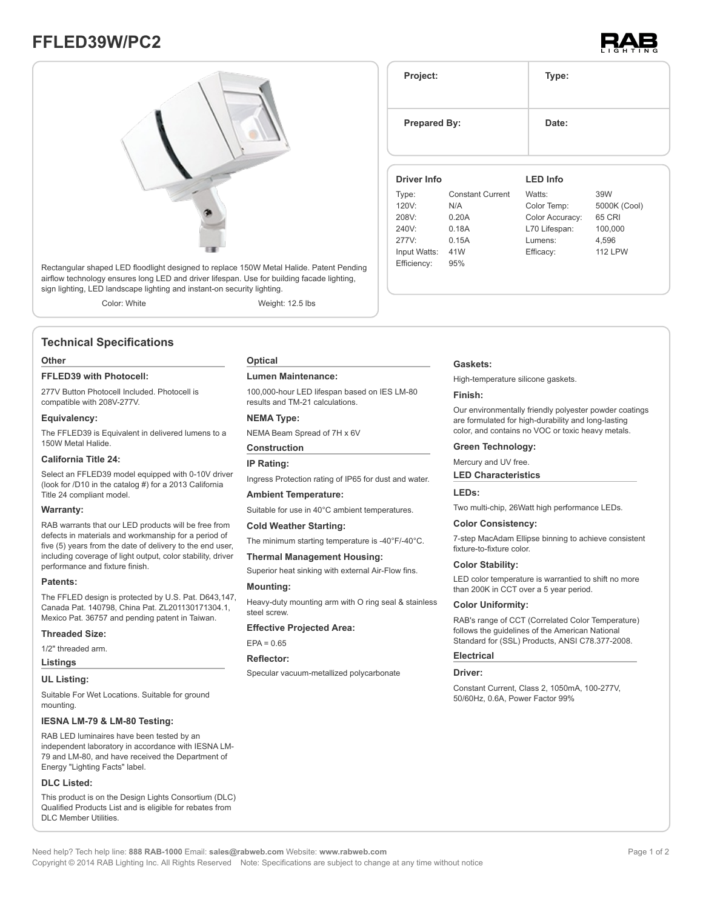# FFLED39W/PC2

RAB LIGHTING

Rectangular shaped LED floodlight designed to replace 150W Metal Halide. Patent Pending airflow technology ensures long LED and driver lifespan. Use for building facade lighting, sign lighting, LED landscape lighting and instant-on security lighting.

Color: White

Weight: 12.5 lbs

| Project: | Type: |
|---|---|
| Prepared By: | Date: |

| Driver Info | | LED Info | |
|---|---|---|---|
| Type: | Constant Current | Watts: | 39W |
| 120V: | N/A | Color Temp: | 5000K (Cool) |
| 208V: | 0.20A | Color Accuracy: | 65 CRI |
| 240V: | 0.18A | L70 Lifespan: | 100,000 |
| 277V: | 0.15A | Lumens: | 4,596 |
| Input Watts: | 41W | Efficacy: | 112 LPW |
| Efficiency: | 95% | | |

## Technical Specifications

### Other

**FFLED39 with Photocell:**

277V Button Photocell Included. Photocell is compatible with 208V-277V.

**Equivalency:**

The FFLED39 is Equivalent in delivered lumens to a 150W Metal Halide.

**California Title 24:**

Select an FFLED39 model equipped with 0-10V driver (look for /D10 in the catalog #) for a 2013 California Title 24 compliant model.

**Warranty:**

RAB warrants that our LED products will be free from defects in materials and workmanship for a period of five (5) years from the date of delivery to the end user, including coverage of light output, color stability, driver performance and fixture finish.

**Patents:**

The FFLED design is protected by U.S. Pat. D643,147, Canada Pat. 140798, China Pat. ZL201130171304.1, Mexico Pat. 36757 and pending patent in Taiwan.

**Threaded Size:**

1/2" threaded arm.

### Listings

**UL Listing:**

Suitable For Wet Locations. Suitable for ground mounting.

**IESNA LM-79 & LM-80 Testing:**

RAB LED luminaires have been tested by an independent laboratory in accordance with IESNA LM-79 and LM-80, and have received the Department of Energy "Lighting Facts" label.

**DLC Listed:**

This product is on the Design Lights Consortium (DLC) Qualified Products List and is eligible for rebates from DLC Member Utilities.

### Optical

**Lumen Maintenance:**

100,000-hour LED lifespan based on IES LM-80 results and TM-21 calculations.

**NEMA Type:**

NEMA Beam Spread of 7H x 6V

### Construction

**IP Rating:**

Ingress Protection rating of IP65 for dust and water.

**Ambient Temperature:**

Suitable for use in 40°C ambient temperatures.

**Cold Weather Starting:**

The minimum starting temperature is -40°F/-40°C.

**Thermal Management Housing:**

Superior heat sinking with external Air-Flow fins.

**Mounting:**

Heavy-duty mounting arm with O ring seal & stainless steel screw.

**Effective Projected Area:**

EPA = 0.65

**Reflector:**

Specular vacuum-metallized polycarbonate

**Gaskets:**

High-temperature silicone gaskets.

**Finish:**

Our environmentally friendly polyester powder coatings are formulated for high-durability and long-lasting color, and contains no VOC or toxic heavy metals.

**Green Technology:**

Mercury and UV free.

### LED Characteristics

**LEDs:**

Two multi-chip, 26Watt high performance LEDs.

**Color Consistency:**

7-step MacAdam Ellipse binning to achieve consistent fixture-to-fixture color.

**Color Stability:**

LED color temperature is warrantied to shift no more than 200K in CCT over a 5 year period.

**Color Uniformity:**

RAB's range of CCT (Correlated Color Temperature) follows the guidelines of the American National Standard for (SSL) Products, ANSI C78.377-2008.

### Electrical

**Driver:**

Constant Current, Class 2, 1050mA, 100-277V, 50/60Hz, 0.6A, Power Factor 99%

Need help? Tech help line: **888 RAB-1000** Email: **sales@rabweb.com** Website: **www.rabweb.com**

Copyright © 2014 RAB Lighting Inc. All Rights Reserved Note: Specifications are subject to change at any time without notice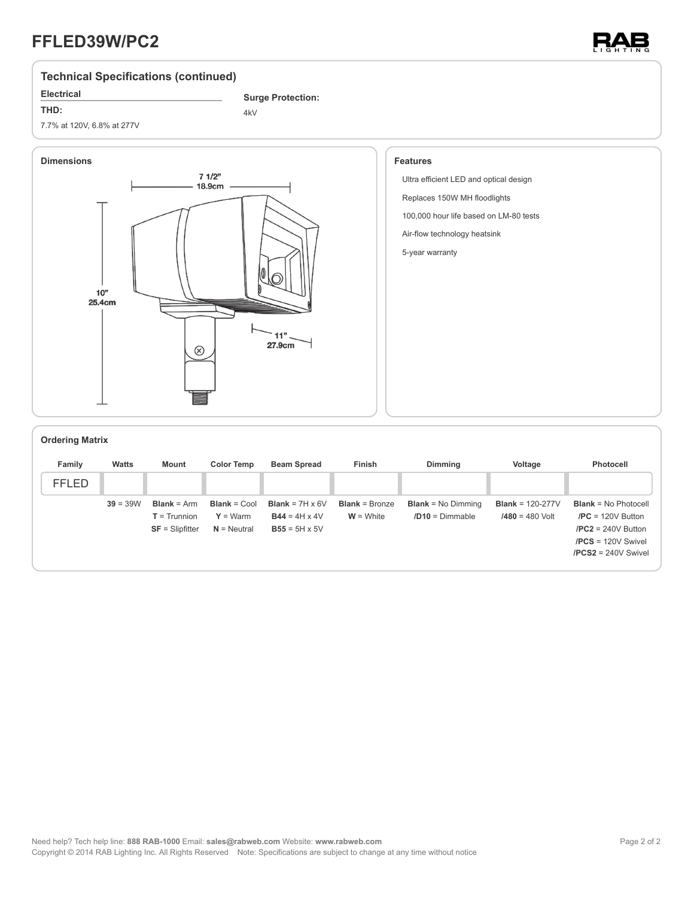# FFLED39W/PC2

## Technical Specifications (continued)

### Electrical

**THD:**

7.7% at 120V, 6.8% at 277V

**Surge Protection:**

4kV

## Dimensions

7 1/2"
18.9cm

10"
25.4cm

11"
27.9cm

## Features

Ultra efficient LED and optical design

Replaces 150W MH floodlights

100,000 hour life based on LM-80 tests

Air-flow technology heatsink

5-year warranty

## Ordering Matrix

| Family | Watts | Mount | Color Temp | Beam Spread | Finish | Dimming | Voltage | Photocell |
|---|---|---|---|---|---|---|---|---|
| FFLED | | | | | | | | |
| | **39** = 39W | **Blank** = Arm | **Blank** = Cool | **Blank** = 7H x 6V | **Blank** = Bronze | **Blank** = No Dimming | **Blank** = 120-277V | **Blank** = No Photocell |
| | | **T** = Trunnion | **Y** = Warm | **B44** = 4H x 4V | **W** = White | **/D10** = Dimmable | **/480** = 480 Volt | **/PC** = 120V Button |
| | | **SF** = Slipfitter | **N** = Neutral | **B55** = 5H x 5V | | | | **/PC2** = 240V Button |
| | | | | | | | | **/PCS** = 120V Swivel |
| | | | | | | | | **/PCS2** = 240V Swivel |

Need help? Tech help line: **888 RAB-1000** Email: **sales@rabweb.com** Website: **www.rabweb.com**
Copyright © 2014 RAB Lighting Inc. All Rights Reserved Note: Specifications are subject to change at any time without notice